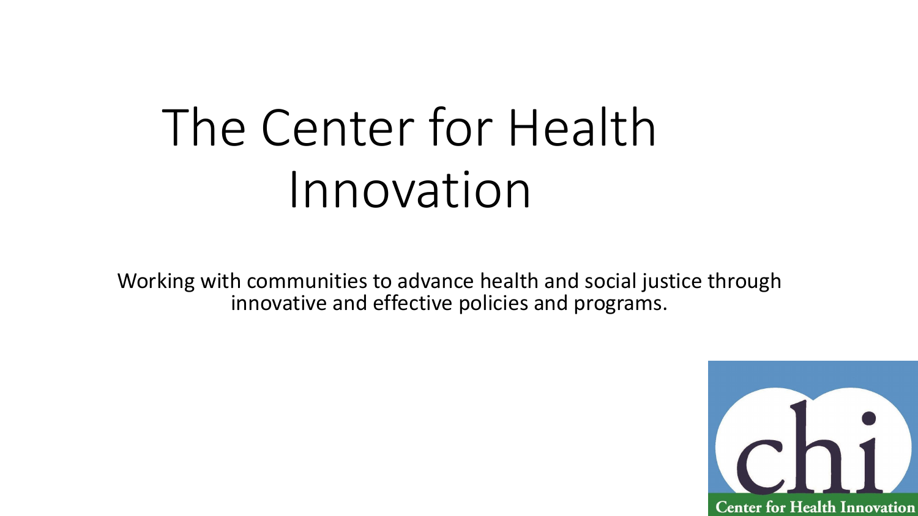# The Center for Health Innovation

Working with communities to advance health and social justice through innovative and effective policies and programs.

chi

Center for Health Innovation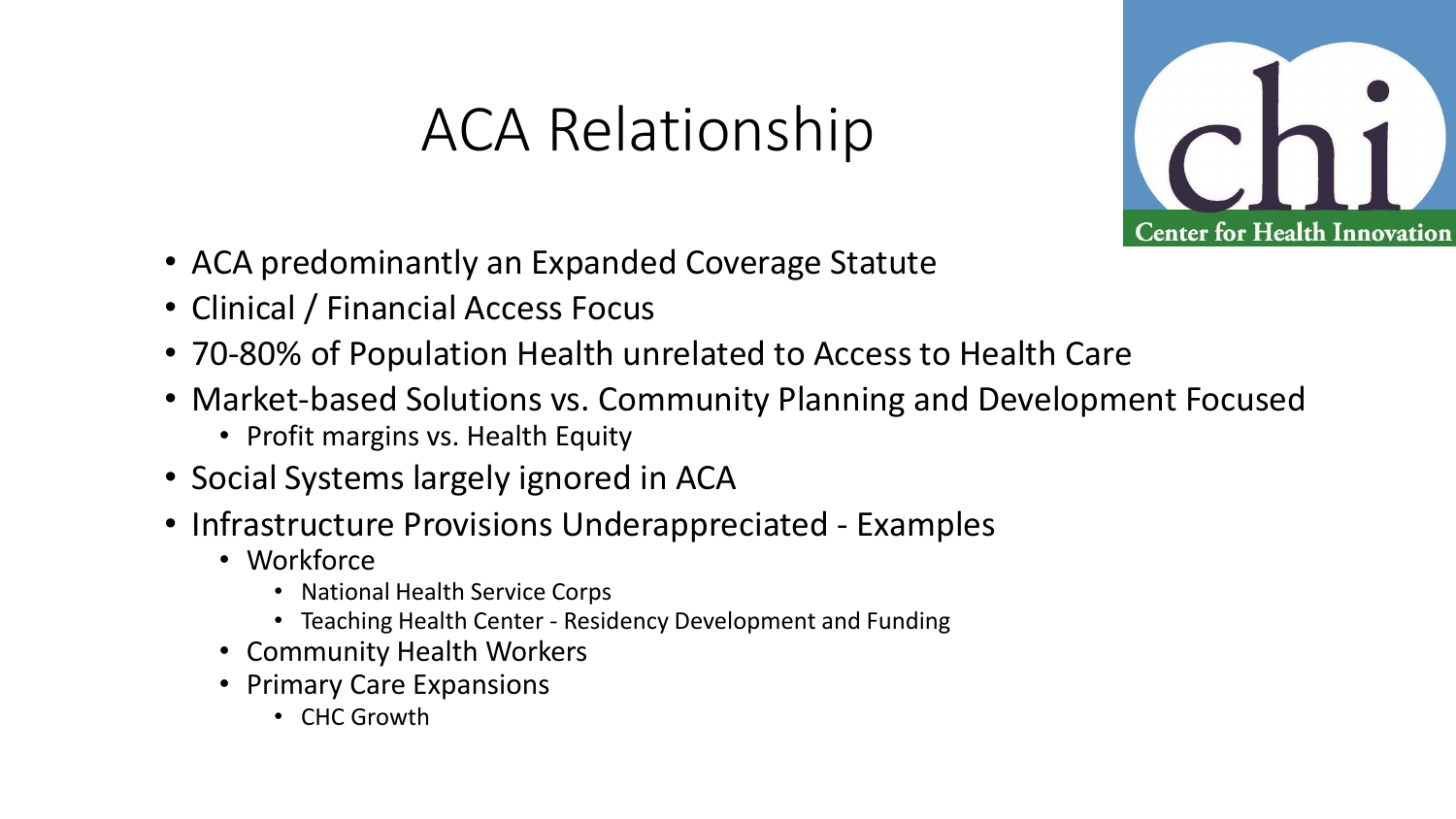# ACA Relationship

- ACA predominantly an Expanded Coverage Statute
- Clinical / Financial Access Focus
- 70-80% of Population Health unrelated to Access to Health Care
- Market-based Solutions vs. Community Planning and Development Focused
  - Profit margins vs. Health Equity
- Social Systems largely ignored in ACA
- Infrastructure Provisions Underappreciated - Examples
  - Workforce
    - National Health Service Corps
    - Teaching Health Center - Residency Development and Funding
  - Community Health Workers
  - Primary Care Expansions
    - CHC Growth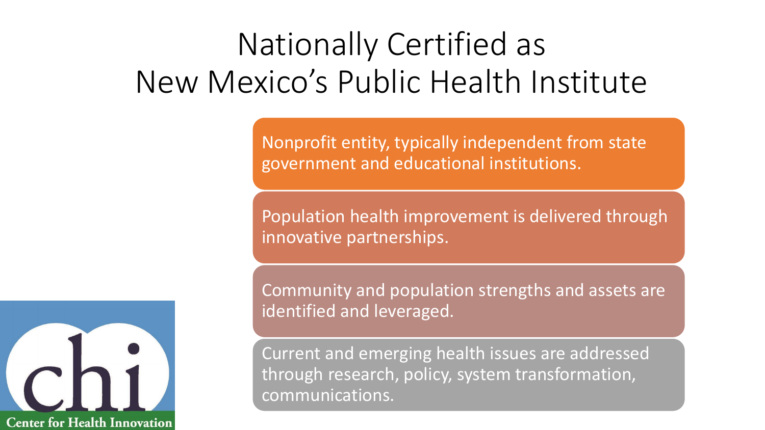# Nationally Certified as New Mexico's Public Health Institute

- Nonprofit entity, typically independent from state government and educational institutions.
- Population health improvement is delivered through innovative partnerships.
- Community and population strengths and assets are identified and leveraged.
- Current and emerging health issues are addressed through research, policy, system transformation, communications.

chi
Center for Health Innovation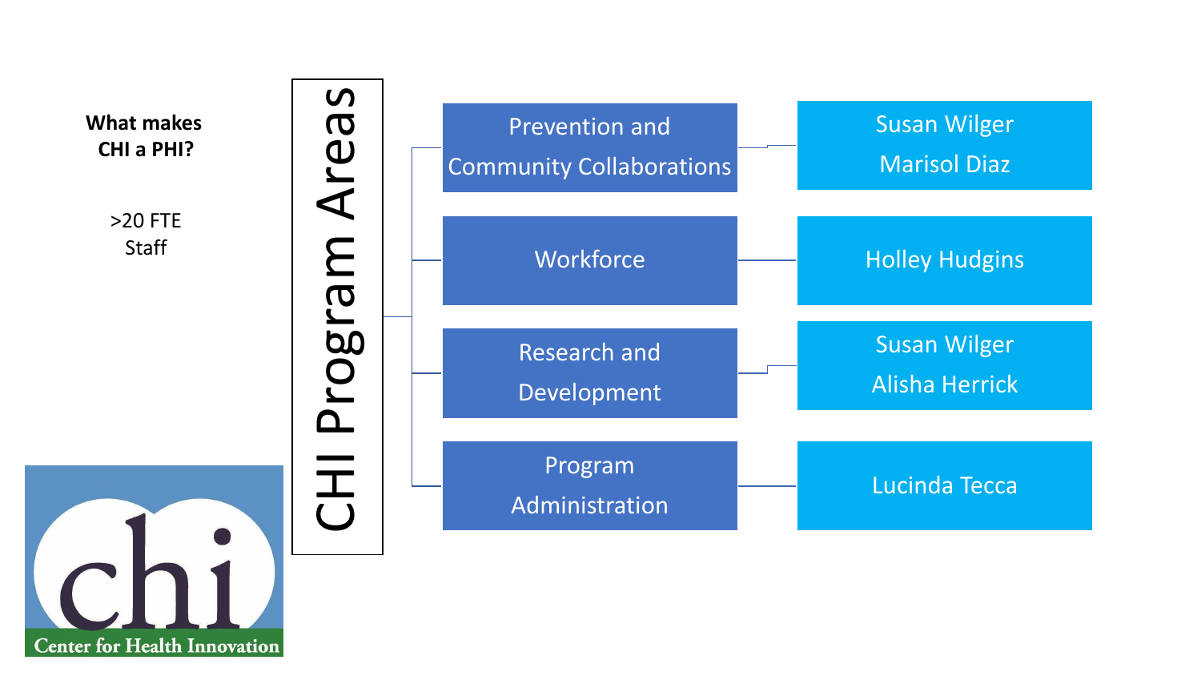**What makes CHI a PHI?**

>20 FTE Staff

Center for Health Innovation

# CHI Program Areas

- **Prevention and Community Collaborations** — Susan Wilger, Marisol Diaz
- **Workforce** — Holley Hudgins
- **Research and Development** — Susan Wilger, Alisha Herrick
- **Program Administration** — Lucinda Tecca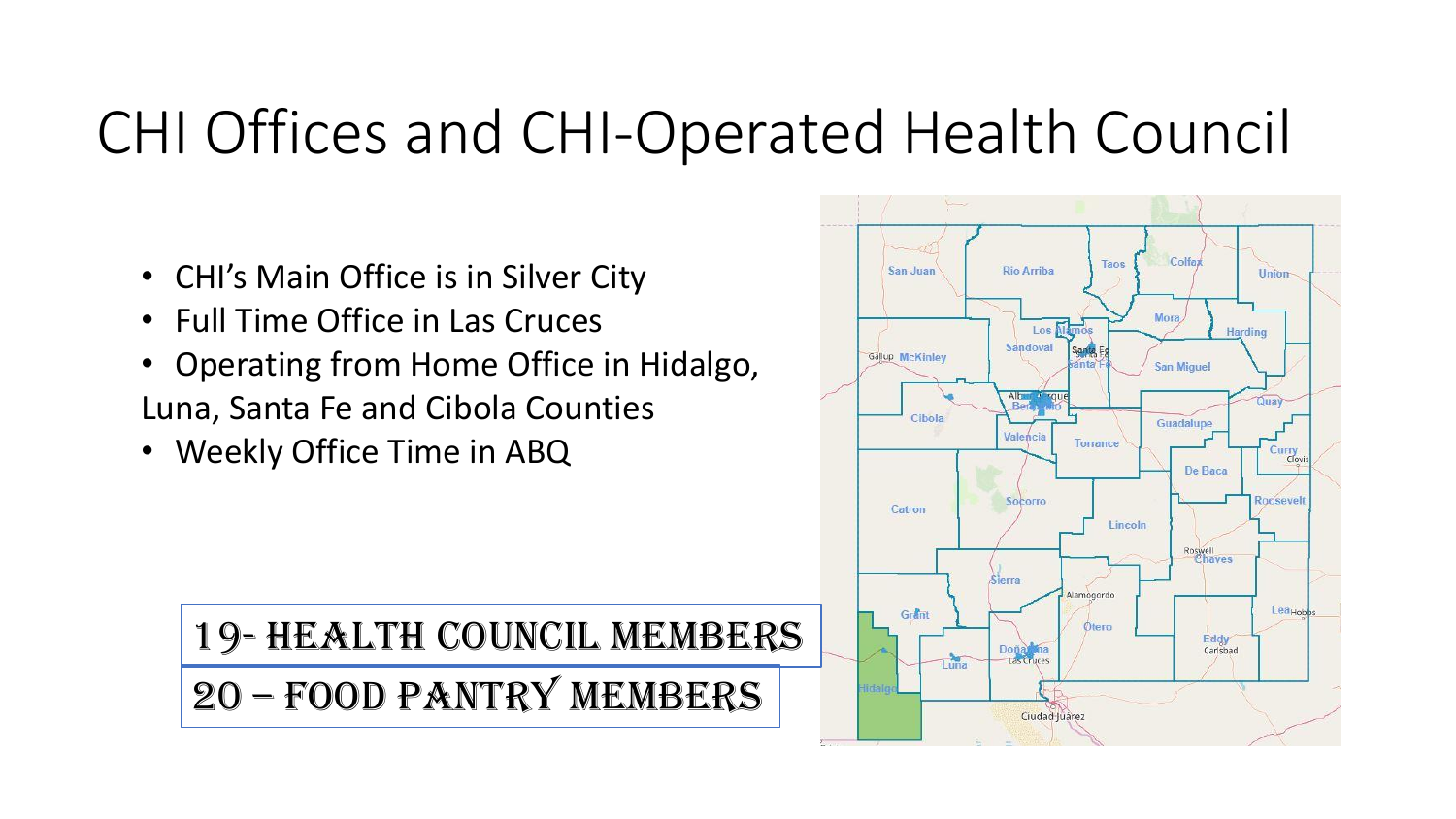# CHI Offices and CHI-Operated Health Council

- CHI's Main Office is in Silver City
- Full Time Office in Las Cruces
- Operating from Home Office in Hidalgo, Luna, Santa Fe and Cibola Counties
- Weekly Office Time in ABQ

**19- HEALTH COUNCIL MEMBERS**

**20 – FOOD PANTRY MEMBERS**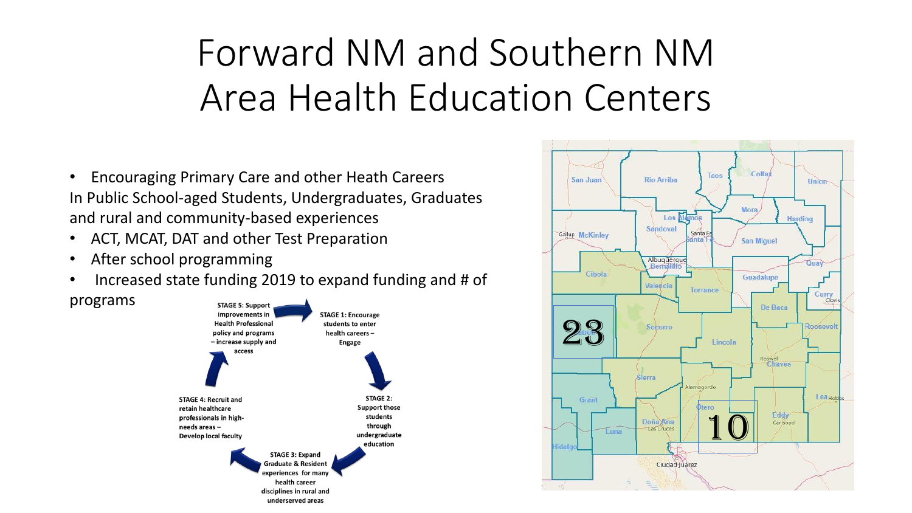# Forward NM and Southern NM Area Health Education Centers

- Encouraging Primary Care and other Heath Careers

In Public School-aged Students, Undergraduates, Graduates and rural and community-based experiences

- ACT, MCAT, DAT and other Test Preparation
- After school programming
- Increased state funding 2019 to expand funding and # of programs

STAGE 1: Encourage students to enter health careers – Engage

STAGE 2: Support those students through undergraduate education

STAGE 3: Expand Graduate & Resident experiences for many health career disciplines in rural and underserved areas

STAGE 4: Recruit and retain healthcare professionals in high-needs areas – Develop local faculty

STAGE 5: Support improvements in Health Professional policy and programs – increase supply and access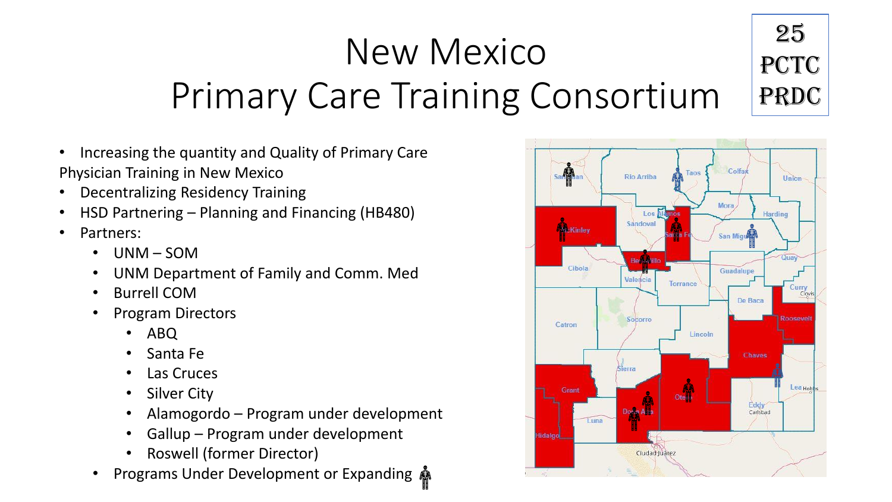# New Mexico Primary Care Training Consortium

25 PCTC PRDC

- Increasing the quantity and Quality of Primary Care Physician Training in New Mexico
- Decentralizing Residency Training
- HSD Partnering – Planning and Financing (HB480)
- Partners:
  - UNM – SOM
  - UNM Department of Family and Comm. Med
  - Burrell COM
  - Program Directors
    - ABQ
    - Santa Fe
    - Las Cruces
    - Silver City
    - Alamogordo – Program under development
    - Gallup – Program under development
    - Roswell (former Director)
  - Programs Under Development or Expanding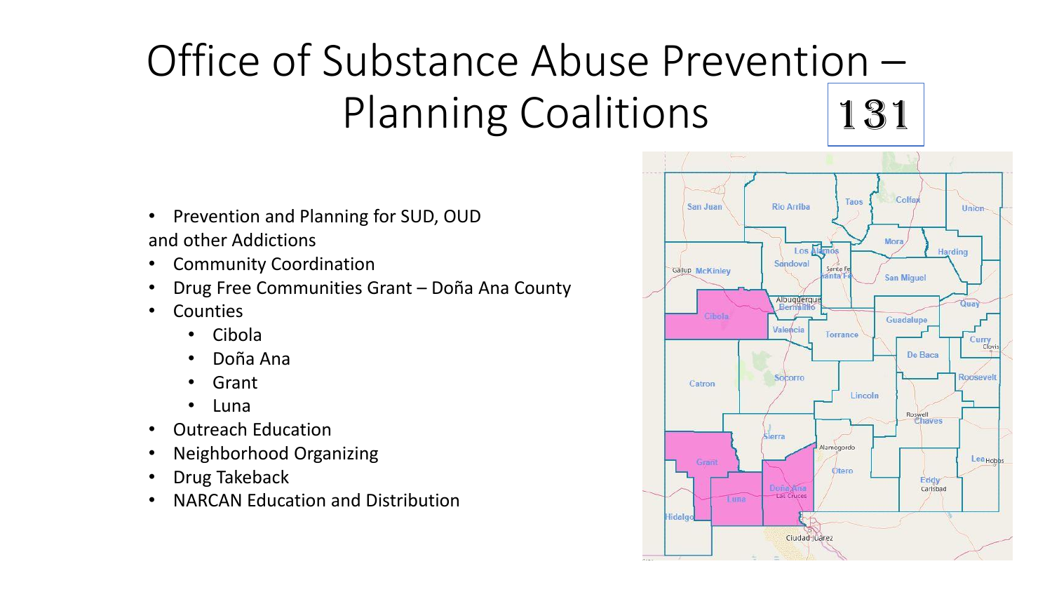# Office of Substance Abuse Prevention – Planning Coalitions

131

- Prevention and Planning for SUD, OUD and other Addictions
- Community Coordination
- Drug Free Communities Grant – Doña Ana County
- Counties
  - Cibola
  - Doña Ana
  - Grant
  - Luna
- Outreach Education
- Neighborhood Organizing
- Drug Takeback
- NARCAN Education and Distribution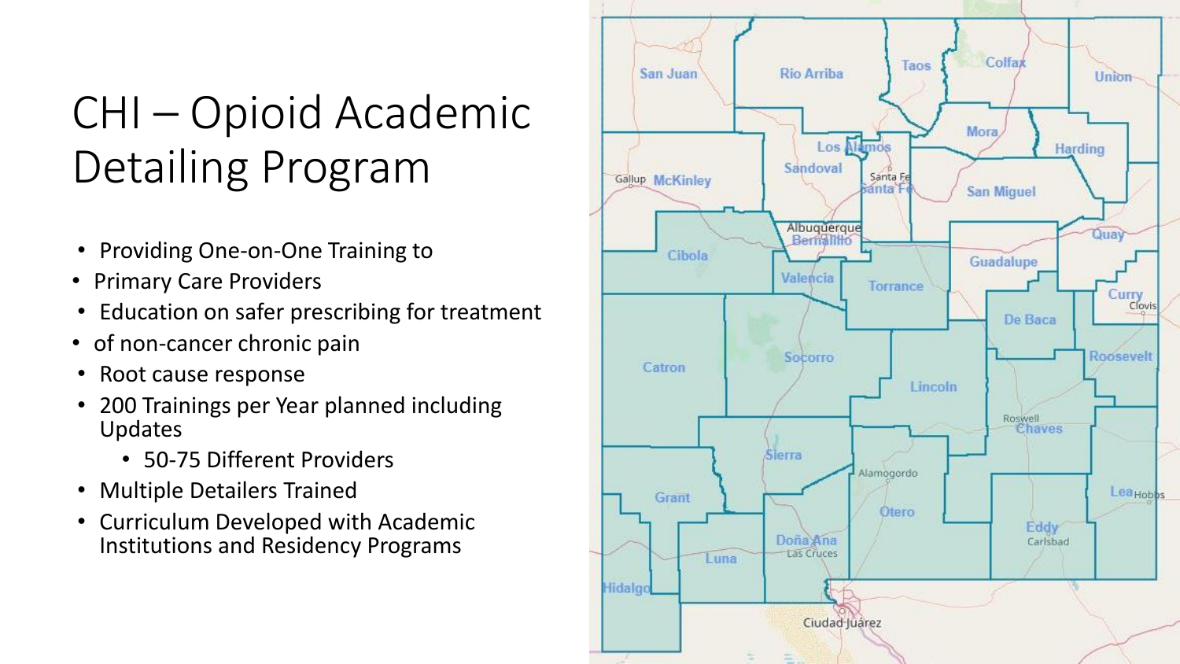# CHI – Opioid Academic Detailing Program

- Providing One-on-One Training to
- Primary Care Providers
- Education on safer prescribing for treatment
- of non-cancer chronic pain
- Root cause response
- 200 Trainings per Year planned including Updates
  - 50-75 Different Providers
- Multiple Detailers Trained
- Curriculum Developed with Academic Institutions and Residency Programs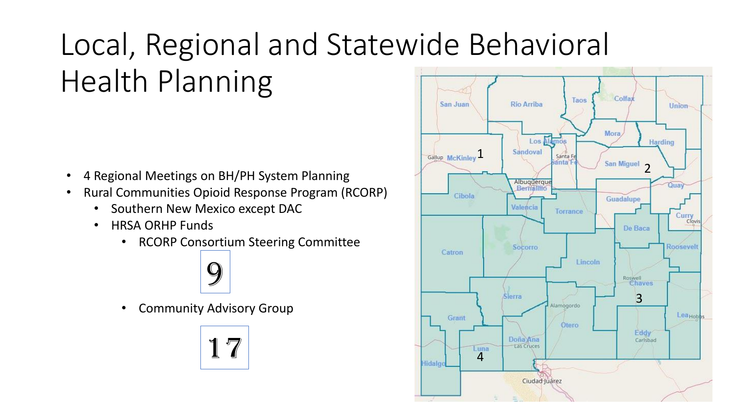# Local, Regional and Statewide Behavioral Health Planning

- 4 Regional Meetings on BH/PH System Planning
- Rural Communities Opioid Response Program (RCORP)
  - Southern New Mexico except DAC
  - HRSA ORHP Funds
    - RCORP Consortium Steering Committee

      9

    - Community Advisory Group

      17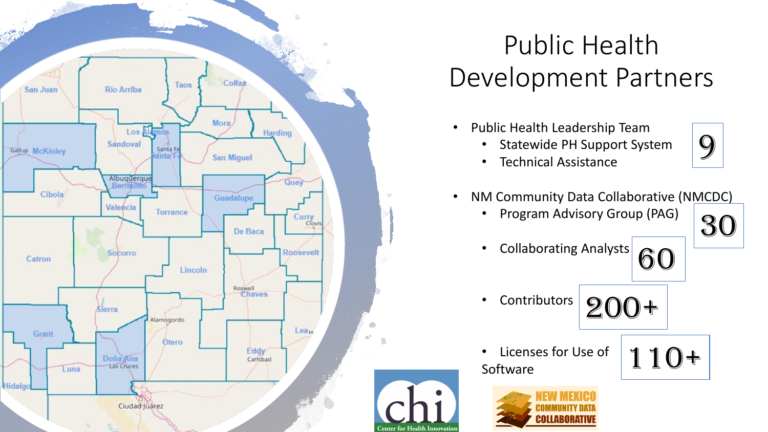# Public Health Development Partners

- Public Health Leadership Team — **9**
  - Statewide PH Support System
  - Technical Assistance
- NM Community Data Collaborative (NMCDC)
  - Program Advisory Group (PAG) — **30**
  - Collaborating Analysts — **60**
  - Contributors — **200+**
  - Licenses for Use of Software — **110+**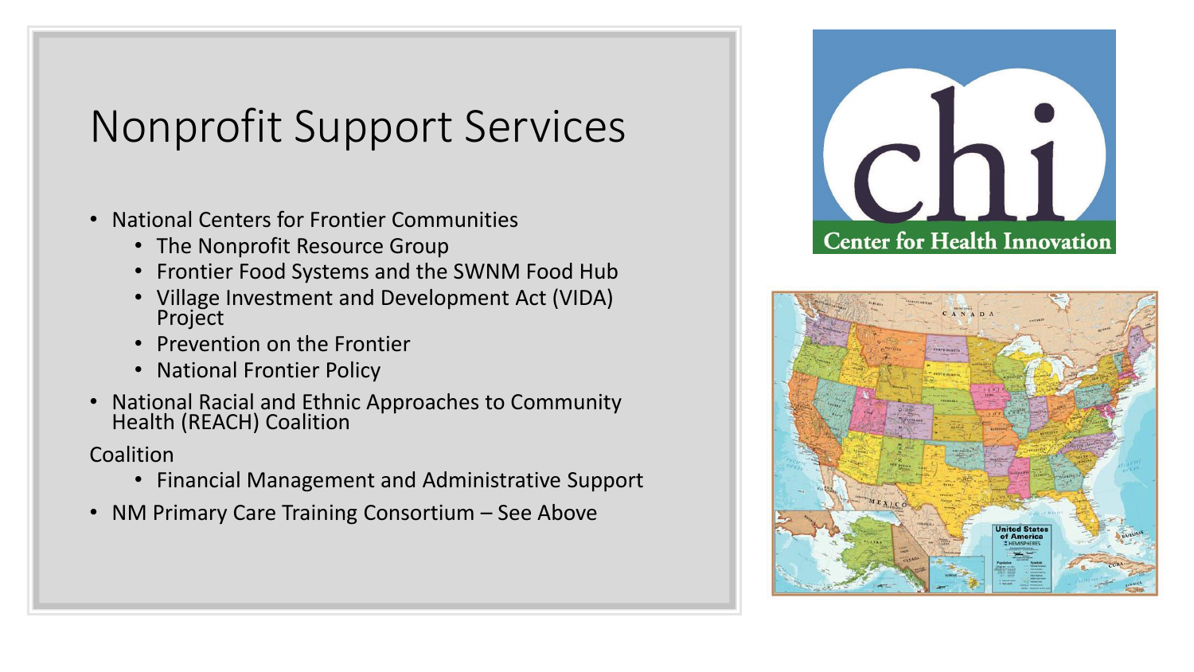# Nonprofit Support Services

- National Centers for Frontier Communities
  - The Nonprofit Resource Group
  - Frontier Food Systems and the SWNM Food Hub
  - Village Investment and Development Act (VIDA) Project
  - Prevention on the Frontier
  - National Frontier Policy
- National Racial and Ethnic Approaches to Community Health (REACH) Coalition

Coalition

  - Financial Management and Administrative Support
- NM Primary Care Training Consortium – See Above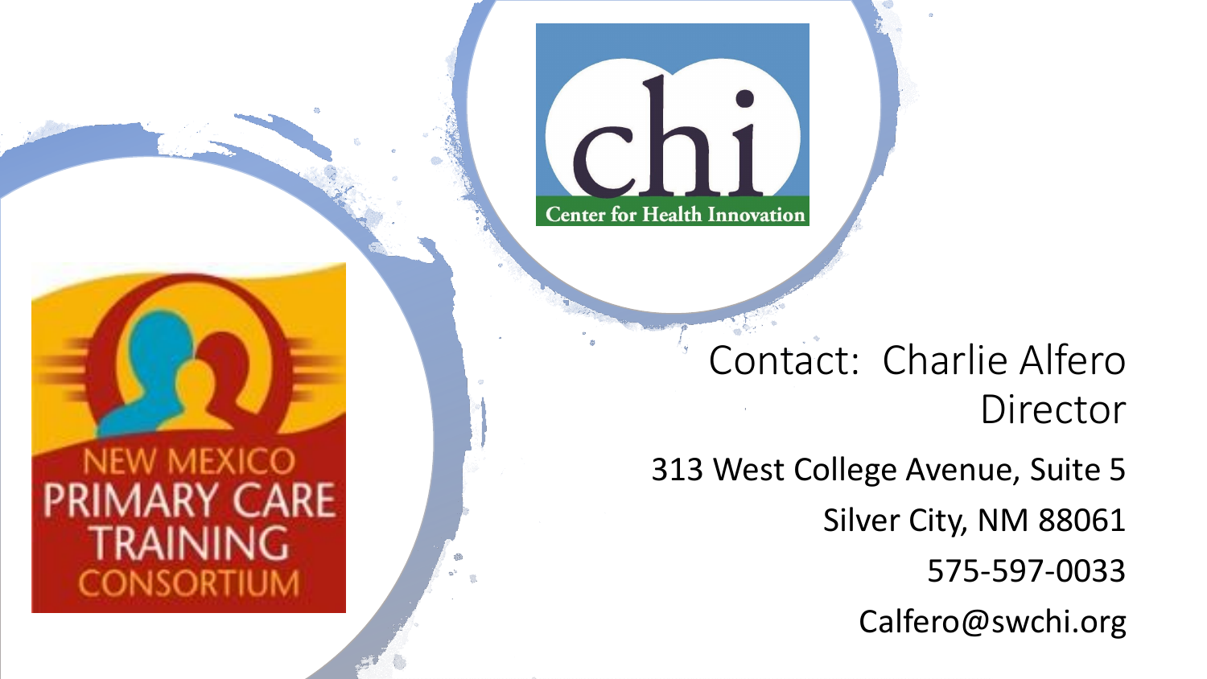Contact: Charlie Alfero
Director

313 West College Avenue, Suite 5

Silver City, NM 88061

575-597-0033

Calfero@swchi.org